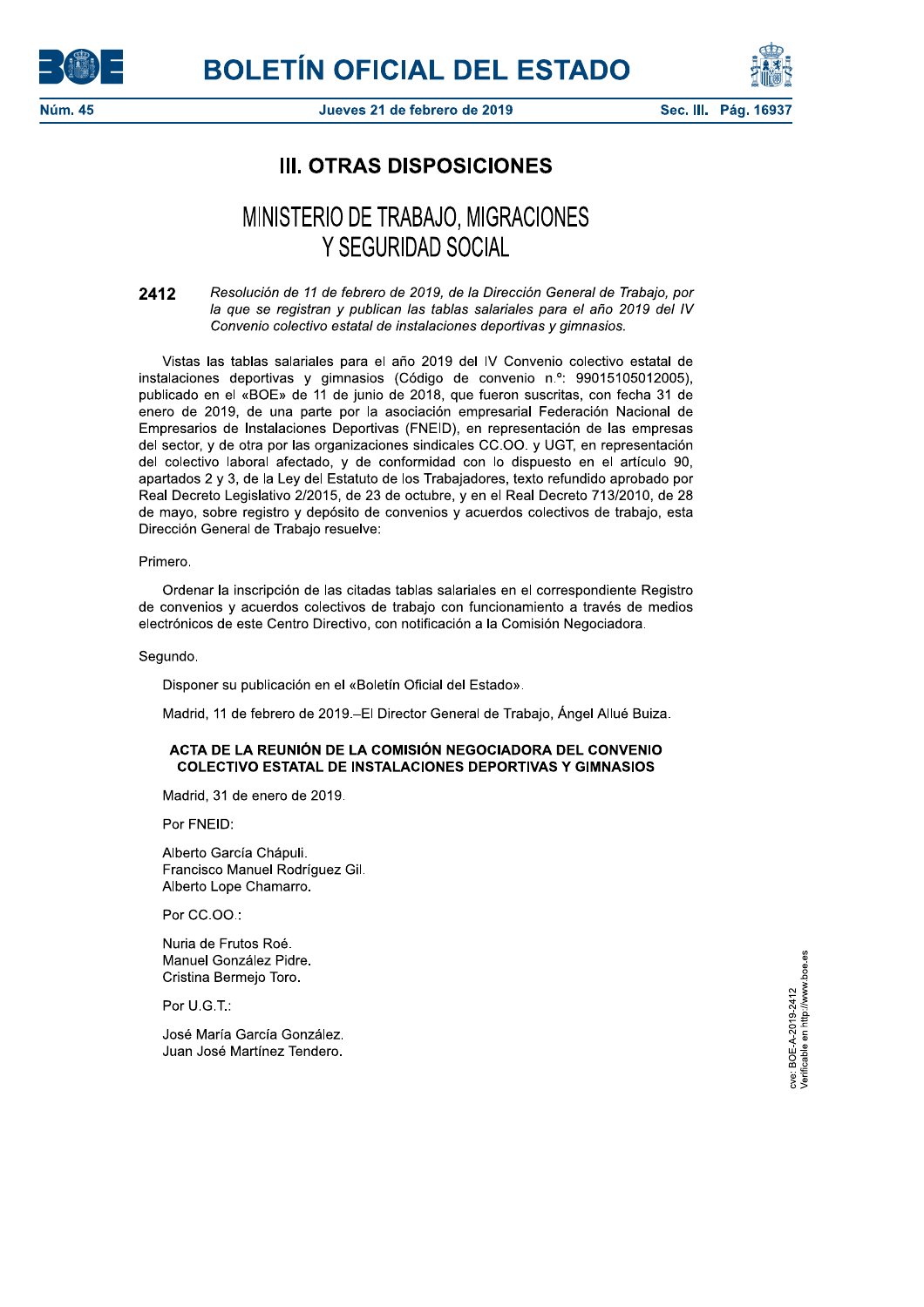# III. OTRAS DISPOSICIONES

## MINISTERIO DE TRABAJO, MIGRACIONES Y SEGURIDAD SOCIAL

**2412** *Resolución de 11 de febrero de 2019, de la Dirección General de Trabajo, por la que se registran y publican las tablas salariales para el año 2019 del IV Convenio colectivo estatal de instalaciones deportivas y gimnasios.*

Vistas las tablas salariales para el año 2019 del IV Convenio colectivo estatal de instalaciones deportivas y gimnasios (Código de convenio n.º: 99015105012005), publicado en el «BOE» de 11 de junio de 2018, que fueron suscritas, con fecha 31 de enero de 2019, de una parte por la asociación empresarial Federación Nacional de Empresarios de Instalaciones Deportivas (FNEID), en representación de las empresas del sector, y de otra por las organizaciones sindicales CC.OO. y UGT, en representación del colectivo laboral afectado, y de conformidad con lo dispuesto en el artículo 90, apartados 2 y 3, de la Ley del Estatuto de los Trabajadores, texto refundido aprobado por Real Decreto Legislativo 2/2015, de 23 de octubre, y en el Real Decreto 713/2010, de 28 de mayo, sobre registro y depósito de convenios y acuerdos colectivos de trabajo, esta Dirección General de Trabajo resuelve:

Primero.

Ordenar la inscripción de las citadas tablas salariales en el correspondiente Registro de convenios y acuerdos colectivos de trabajo con funcionamiento a través de medios electrónicos de este Centro Directivo, con notificación a la Comisión Negociadora.

Segundo.

Disponer su publicación en el «Boletín Oficial del Estado».

Madrid, 11 de febrero de 2019.–El Director General de Trabajo, Ángel Allué Buiza.

### ACTA DE LA REUNIÓN DE LA COMISIÓN NEGOCIADORA DEL CONVENIO COLECTIVO ESTATAL DE INSTALACIONES DEPORTIVAS Y GIMNASIOS

Madrid, 31 de enero de 2019.

Por FNEID:

Alberto García Chápuli.
Francisco Manuel Rodríguez Gil.
Alberto Lope Chamarro.

Por CC.OO.:

Nuria de Frutos Roé.
Manuel González Pidre.
Cristina Bermejo Toro.

Por U.G.T.:

José María García González.
Juan José Martínez Tendero.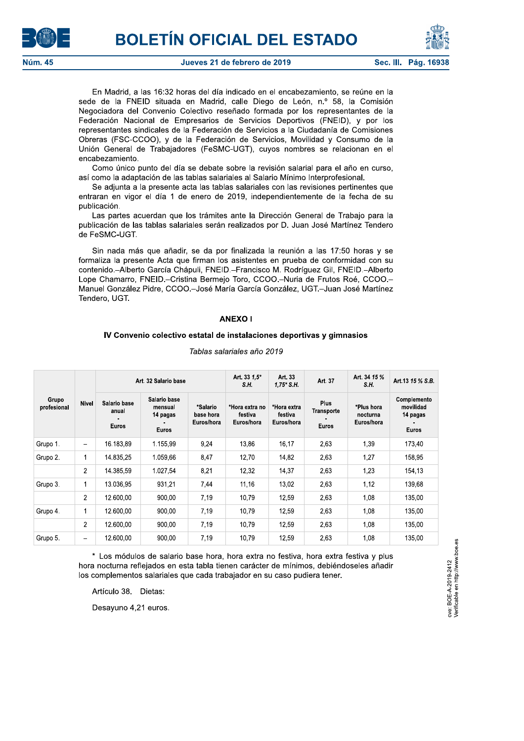En Madrid, a las 16:32 horas del día indicado en el encabezamiento, se reúne en la sede de la FNEID situada en Madrid, calle Diego de León, n.º 58, la Comisión Negociadora del Convenio Colectivo reseñado formada por los representantes de la Federación Nacional de Empresarios de Servicios Deportivos (FNEID), y por los representantes sindicales de la Federación de Servicios a la Ciudadanía de Comisiones Obreras (FSC-CCOO), y de la Federación de Servicios, Movilidad y Consumo de la Unión General de Trabajadores (FeSMC-UGT), cuyos nombres se relacionan en el encabezamiento.

Como único punto del día se debate sobre la revisión salarial para el año en curso, así como la adaptación de las tablas salariales al Salario Mínimo Interprofesional.

Se adjunta a la presente acta las tablas salariales con las revisiones pertinentes que entraran en vigor el día 1 de enero de 2019, independientemente de la fecha de su publicación.

Las partes acuerdan que los trámites ante la Dirección General de Trabajo para la publicación de las tablas salariales serán realizados por D. Juan José Martínez Tendero de FeSMC-UGT.

Sin nada más que añadir, se da por finalizada la reunión a las 17:50 horas y se formaliza la presente Acta que firman los asistentes en prueba de conformidad con su contenido.–Alberto García Chápuli, FNEID.–Francisco M. Rodríguez Gil, FNEID.–Alberto Lope Chamarro, FNEID.–Cristina Bermejo Toro, CCOO.–Nuria de Frutos Roé, CCOO.–Manuel González Pidre, CCOO.–José María García González, UGT.–Juan José Martínez Tendero, UGT.

## ANEXO I

### IV Convenio colectivo estatal de instalaciones deportivas y gimnasios

*Tablas salariales año 2019*

| Grupo profesional | Nivel | Art. 32 Salario base | | | Art. 33 *1,5\* S.H.* | Art. 33 *1,75\* S.H.* | Art. 37 | Art. 34 *15 % S.H.* | Art.13 *15 % S.B.* |
|---|---|---|---|---|---|---|---|---|---|
| | | Salario base anual - Euros | Salario base mensual 14 pagas - Euros | *Salario base hora Euros/hora | *Hora extra no festiva Euros/hora | *Hora extra festiva Euros/hora | Plus Transporte - Euros | *Plus hora nocturna Euros/hora | Complemento movilidad 14 pagas - Euros |
| Grupo 1. | – | 16.183,89 | 1.155,99 | 9,24 | 13,86 | 16,17 | 2,63 | 1,39 | 173,40 |
| Grupo 2. | 1 | 14.835,25 | 1.059,66 | 8,47 | 12,70 | 14,82 | 2,63 | 1,27 | 158,95 |
| | 2 | 14.385,59 | 1.027,54 | 8,21 | 12,32 | 14,37 | 2,63 | 1,23 | 154,13 |
| Grupo 3. | 1 | 13.036,95 | 931,21 | 7,44 | 11,16 | 13,02 | 2,63 | 1,12 | 139,68 |
| | 2 | 12.600,00 | 900,00 | 7,19 | 10,79 | 12,59 | 2,63 | 1,08 | 135,00 |
| Grupo 4. | 1 | 12.600,00 | 900,00 | 7,19 | 10,79 | 12,59 | 2,63 | 1,08 | 135,00 |
| | 2 | 12.600,00 | 900,00 | 7,19 | 10,79 | 12,59 | 2,63 | 1,08 | 135,00 |
| Grupo 5. | – | 12.600,00 | 900,00 | 7,19 | 10,79 | 12,59 | 2,63 | 1,08 | 135,00 |

\* Los módulos de salario base hora, hora extra no festiva, hora extra festiva y plus hora nocturna reflejados en esta tabla tienen carácter de mínimos, debiéndoseles añadir los complementos salariales que cada trabajador en su caso pudiera tener.

Artículo 38. Dietas:

Desayuno 4,21 euros.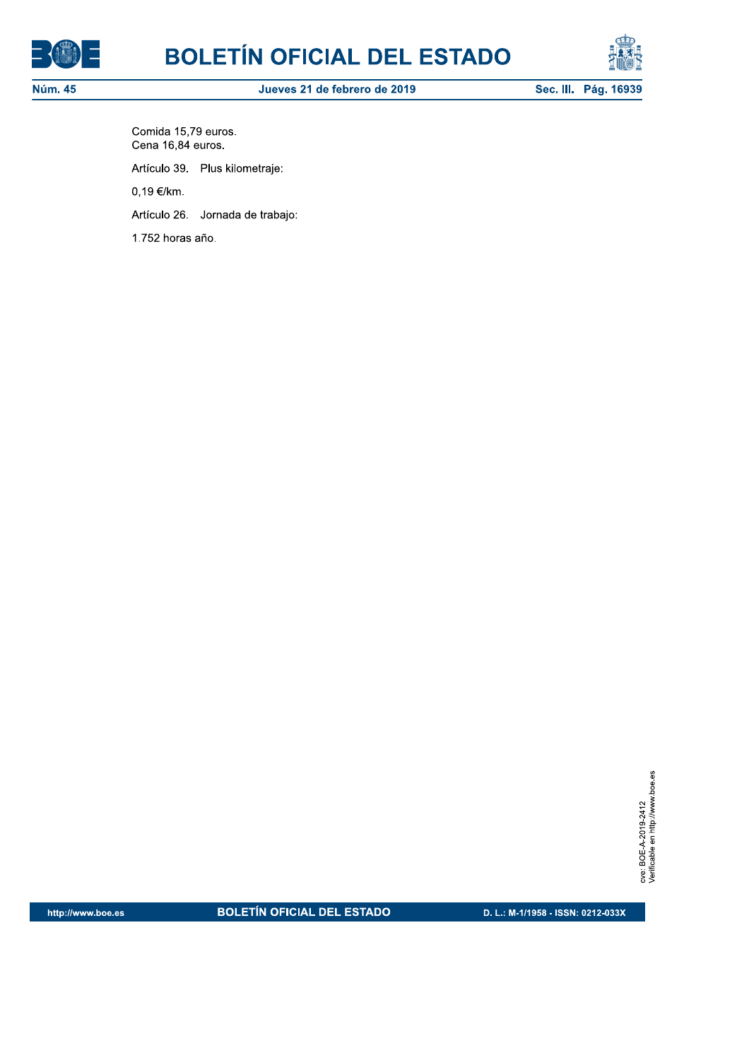Comida 15,79 euros.
Cena 16,84 euros.

Artículo 39. Plus kilometraje:

0,19 €/km.

Artículo 26. Jornada de trabajo:

1.752 horas año.